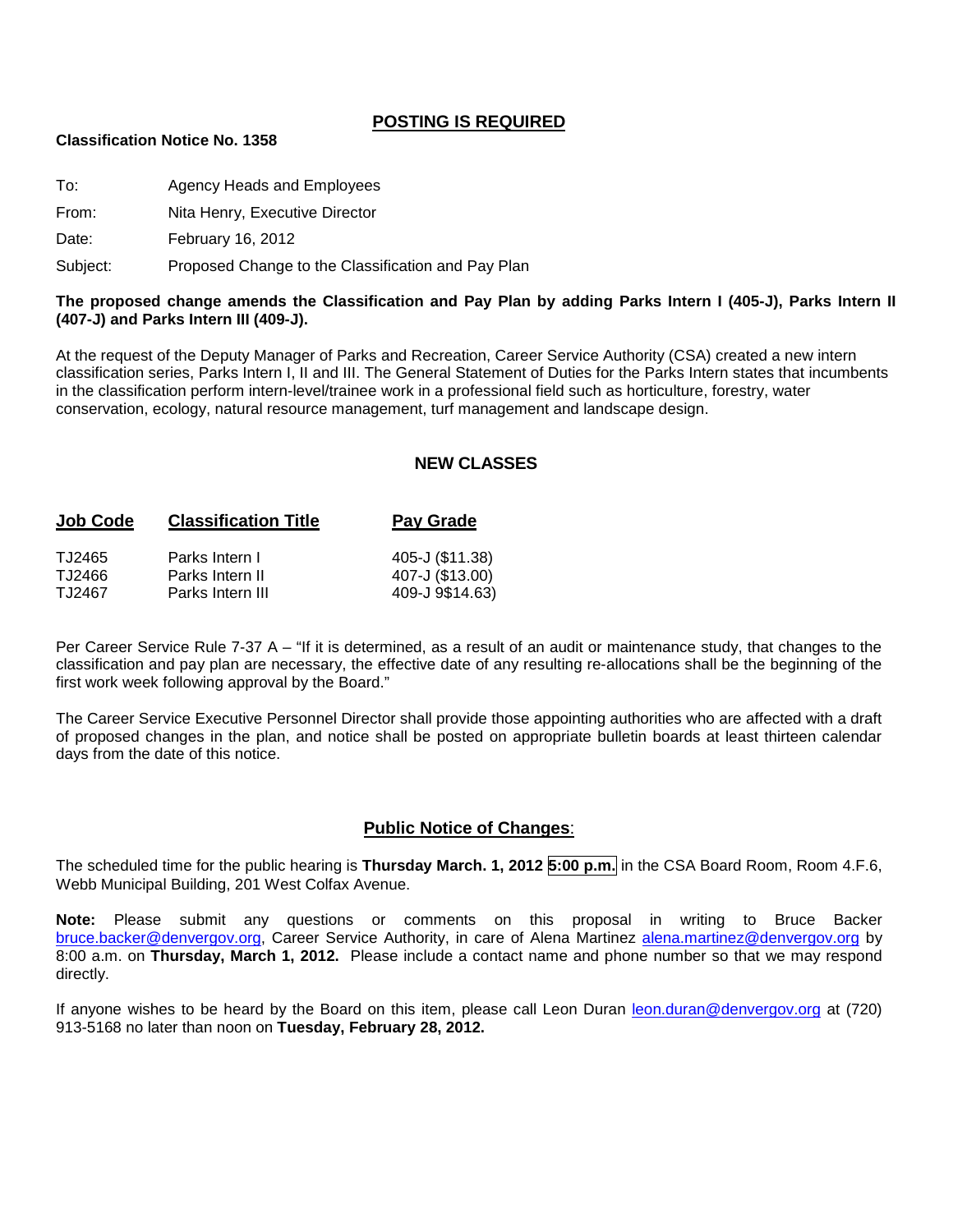## POSTING IS REQUIRED

**Classification Notice No. 1358**

To: Agency Heads and Employees

From: Nita Henry, Executive Director

Date: February 16, 2012

Subject: Proposed Change to the Classification and Pay Plan

**The proposed change amends the Classification and Pay Plan by adding Parks Intern I (405-J), Parks Intern II (407-J) and Parks Intern III (409-J).**

At the request of the Deputy Manager of Parks and Recreation, Career Service Authority (CSA) created a new intern classification series, Parks Intern I, II and III. The General Statement of Duties for the Parks Intern states that incumbents in the classification perform intern-level/trainee work in a professional field such as horticulture, forestry, water conservation, ecology, natural resource management, turf management and landscape design.

## NEW CLASSES

| Job Code | Classification Title | Pay Grade |
|---|---|---|
| TJ2465 | Parks Intern I | 405-J ($11.38) |
| TJ2466 | Parks Intern II | 407-J ($13.00) |
| TJ2467 | Parks Intern III | 409-J 9$14.63) |

Per Career Service Rule 7-37 A – "If it is determined, as a result of an audit or maintenance study, that changes to the classification and pay plan are necessary, the effective date of any resulting re-allocations shall be the beginning of the first work week following approval by the Board."

The Career Service Executive Personnel Director shall provide those appointing authorities who are affected with a draft of proposed changes in the plan, and notice shall be posted on appropriate bulletin boards at least thirteen calendar days from the date of this notice.

## Public Notice of Changes:

The scheduled time for the public hearing is **Thursday March. 1, 2012 5:00 p.m.** in the CSA Board Room, Room 4.F.6, Webb Municipal Building, 201 West Colfax Avenue.

**Note:** Please submit any questions or comments on this proposal in writing to Bruce Backer bruce.backer@denvergov.org, Career Service Authority, in care of Alena Martinez alena.martinez@denvergov.org by 8:00 a.m. on **Thursday, March 1, 2012.** Please include a contact name and phone number so that we may respond directly.

If anyone wishes to be heard by the Board on this item, please call Leon Duran leon.duran@denvergov.org at (720) 913-5168 no later than noon on **Tuesday, February 28, 2012.**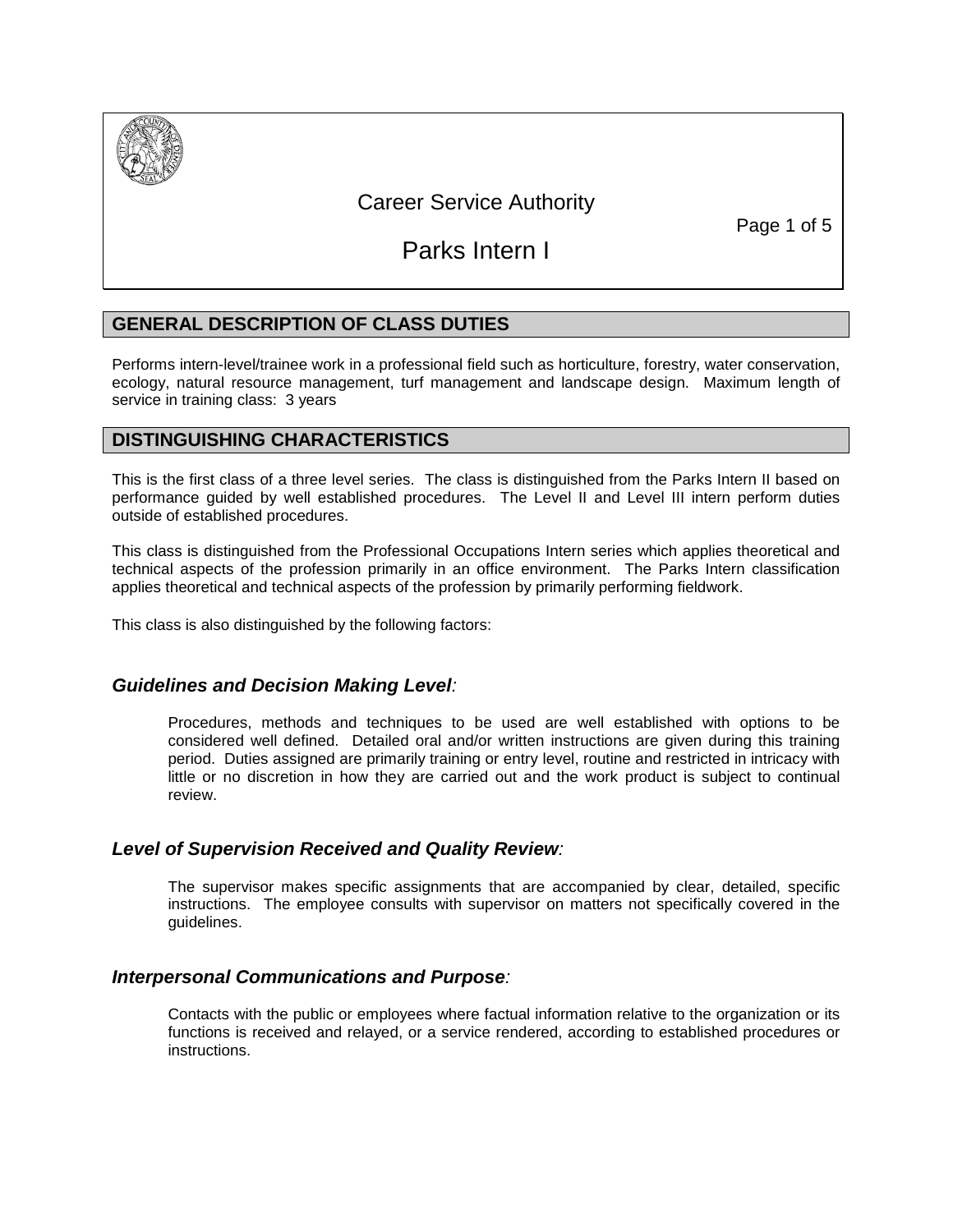# Career Service Authority

# Parks Intern I

## GENERAL DESCRIPTION OF CLASS DUTIES

Performs intern-level/trainee work in a professional field such as horticulture, forestry, water conservation, ecology, natural resource management, turf management and landscape design. Maximum length of service in training class: 3 years

## DISTINGUISHING CHARACTERISTICS

This is the first class of a three level series. The class is distinguished from the Parks Intern II based on performance guided by well established procedures. The Level II and Level III intern perform duties outside of established procedures.

This class is distinguished from the Professional Occupations Intern series which applies theoretical and technical aspects of the profession primarily in an office environment. The Parks Intern classification applies theoretical and technical aspects of the profession by primarily performing fieldwork.

This class is also distinguished by the following factors:

### *Guidelines and Decision Making Level:*

Procedures, methods and techniques to be used are well established with options to be considered well defined. Detailed oral and/or written instructions are given during this training period. Duties assigned are primarily training or entry level, routine and restricted in intricacy with little or no discretion in how they are carried out and the work product is subject to continual review.

### *Level of Supervision Received and Quality Review:*

The supervisor makes specific assignments that are accompanied by clear, detailed, specific instructions. The employee consults with supervisor on matters not specifically covered in the guidelines.

### *Interpersonal Communications and Purpose:*

Contacts with the public or employees where factual information relative to the organization or its functions is received and relayed, or a service rendered, according to established procedures or instructions.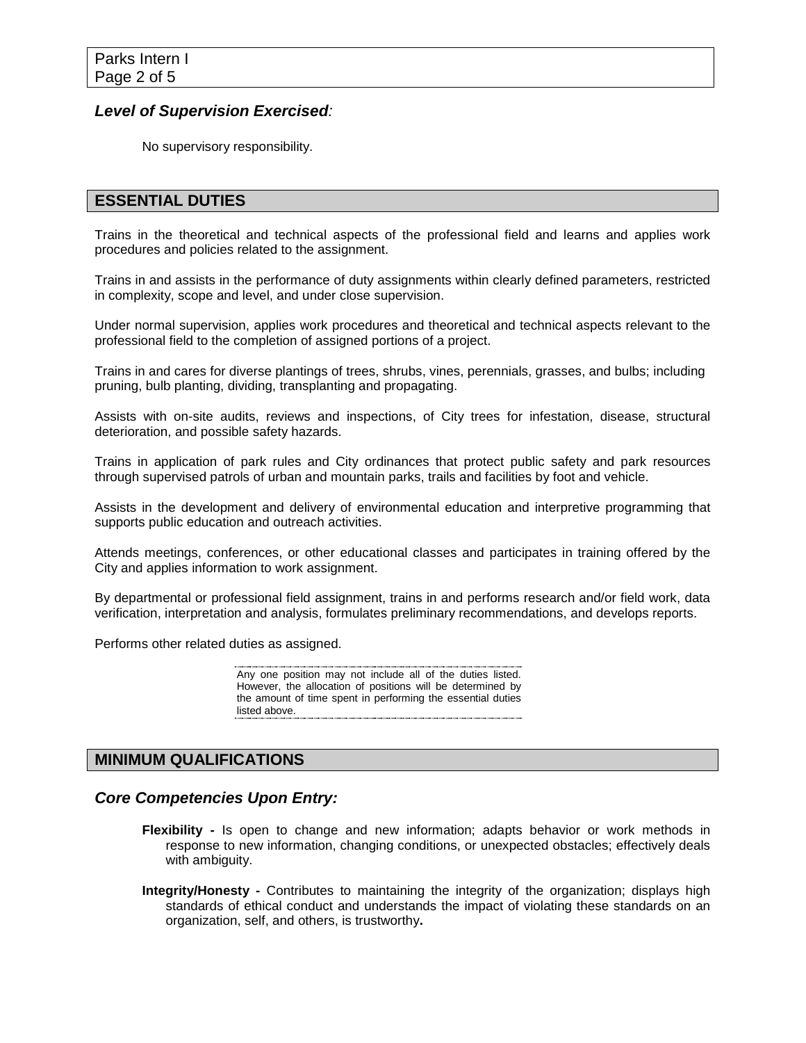### *Level of Supervision Exercised:*

No supervisory responsibility.

## ESSENTIAL DUTIES

Trains in the theoretical and technical aspects of the professional field and learns and applies work procedures and policies related to the assignment.

Trains in and assists in the performance of duty assignments within clearly defined parameters, restricted in complexity, scope and level, and under close supervision.

Under normal supervision, applies work procedures and theoretical and technical aspects relevant to the professional field to the completion of assigned portions of a project.

Trains in and cares for diverse plantings of trees, shrubs, vines, perennials, grasses, and bulbs; including pruning, bulb planting, dividing, transplanting and propagating.

Assists with on-site audits, reviews and inspections, of City trees for infestation, disease, structural deterioration, and possible safety hazards.

Trains in application of park rules and City ordinances that protect public safety and park resources through supervised patrols of urban and mountain parks, trails and facilities by foot and vehicle.

Assists in the development and delivery of environmental education and interpretive programming that supports public education and outreach activities.

Attends meetings, conferences, or other educational classes and participates in training offered by the City and applies information to work assignment.

By departmental or professional field assignment, trains in and performs research and/or field work, data verification, interpretation and analysis, formulates preliminary recommendations, and develops reports.

Performs other related duties as assigned.

Any one position may not include all of the duties listed. However, the allocation of positions will be determined by the amount of time spent in performing the essential duties listed above.

## MINIMUM QUALIFICATIONS

### *Core Competencies Upon Entry:*

**Flexibility -** Is open to change and new information; adapts behavior or work methods in response to new information, changing conditions, or unexpected obstacles; effectively deals with ambiguity.

**Integrity/Honesty -** Contributes to maintaining the integrity of the organization; displays high standards of ethical conduct and understands the impact of violating these standards on an organization, self, and others, is trustworthy**.**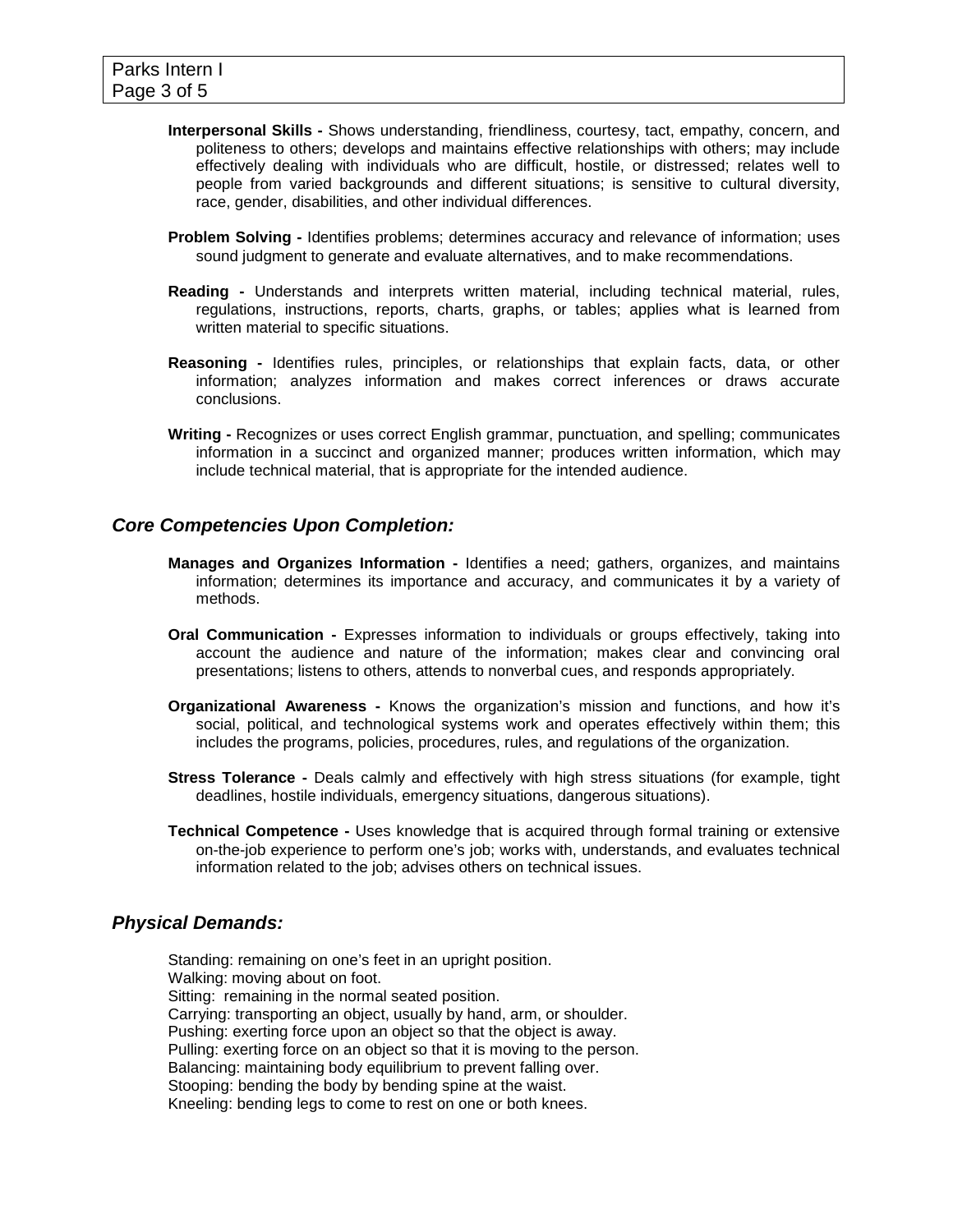**Interpersonal Skills -** Shows understanding, friendliness, courtesy, tact, empathy, concern, and politeness to others; develops and maintains effective relationships with others; may include effectively dealing with individuals who are difficult, hostile, or distressed; relates well to people from varied backgrounds and different situations; is sensitive to cultural diversity, race, gender, disabilities, and other individual differences.

**Problem Solving -** Identifies problems; determines accuracy and relevance of information; uses sound judgment to generate and evaluate alternatives, and to make recommendations.

**Reading -** Understands and interprets written material, including technical material, rules, regulations, instructions, reports, charts, graphs, or tables; applies what is learned from written material to specific situations.

**Reasoning -** Identifies rules, principles, or relationships that explain facts, data, or other information; analyzes information and makes correct inferences or draws accurate conclusions.

**Writing -** Recognizes or uses correct English grammar, punctuation, and spelling; communicates information in a succinct and organized manner; produces written information, which may include technical material, that is appropriate for the intended audience.

## *Core Competencies Upon Completion:*

**Manages and Organizes Information -** Identifies a need; gathers, organizes, and maintains information; determines its importance and accuracy, and communicates it by a variety of methods.

**Oral Communication -** Expresses information to individuals or groups effectively, taking into account the audience and nature of the information; makes clear and convincing oral presentations; listens to others, attends to nonverbal cues, and responds appropriately.

**Organizational Awareness -** Knows the organization's mission and functions, and how it's social, political, and technological systems work and operates effectively within them; this includes the programs, policies, procedures, rules, and regulations of the organization.

**Stress Tolerance -** Deals calmly and effectively with high stress situations (for example, tight deadlines, hostile individuals, emergency situations, dangerous situations).

**Technical Competence -** Uses knowledge that is acquired through formal training or extensive on-the-job experience to perform one's job; works with, understands, and evaluates technical information related to the job; advises others on technical issues.

## *Physical Demands:*

Standing: remaining on one's feet in an upright position.
Walking: moving about on foot.
Sitting: remaining in the normal seated position.
Carrying: transporting an object, usually by hand, arm, or shoulder.
Pushing: exerting force upon an object so that the object is away.
Pulling: exerting force on an object so that it is moving to the person.
Balancing: maintaining body equilibrium to prevent falling over.
Stooping: bending the body by bending spine at the waist.
Kneeling: bending legs to come to rest on one or both knees.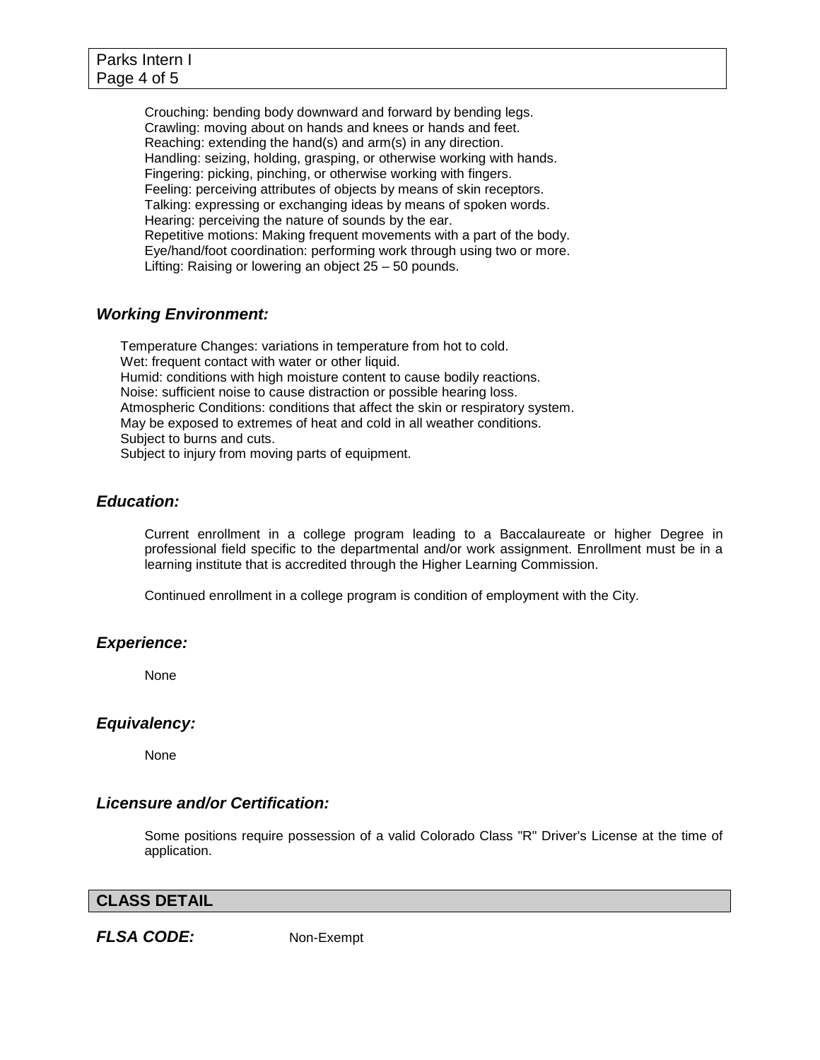Crouching: bending body downward and forward by bending legs.
Crawling: moving about on hands and knees or hands and feet.
Reaching: extending the hand(s) and arm(s) in any direction.
Handling: seizing, holding, grasping, or otherwise working with hands.
Fingering: picking, pinching, or otherwise working with fingers.
Feeling: perceiving attributes of objects by means of skin receptors.
Talking: expressing or exchanging ideas by means of spoken words.
Hearing: perceiving the nature of sounds by the ear.
Repetitive motions: Making frequent movements with a part of the body.
Eye/hand/foot coordination: performing work through using two or more.
Lifting: Raising or lowering an object 25 – 50 pounds.

### ***Working Environment:***

Temperature Changes: variations in temperature from hot to cold.
Wet: frequent contact with water or other liquid.
Humid: conditions with high moisture content to cause bodily reactions.
Noise: sufficient noise to cause distraction or possible hearing loss.
Atmospheric Conditions: conditions that affect the skin or respiratory system.
May be exposed to extremes of heat and cold in all weather conditions.
Subject to burns and cuts.
Subject to injury from moving parts of equipment.

### ***Education:***

Current enrollment in a college program leading to a Baccalaureate or higher Degree in professional field specific to the departmental and/or work assignment. Enrollment must be in a learning institute that is accredited through the Higher Learning Commission.

Continued enrollment in a college program is condition of employment with the City.

### ***Experience:***

None

### ***Equivalency:***

None

### ***Licensure and/or Certification:***

Some positions require possession of a valid Colorado Class "R" Driver's License at the time of application.

## CLASS DETAIL

***FLSA CODE:*** Non-Exempt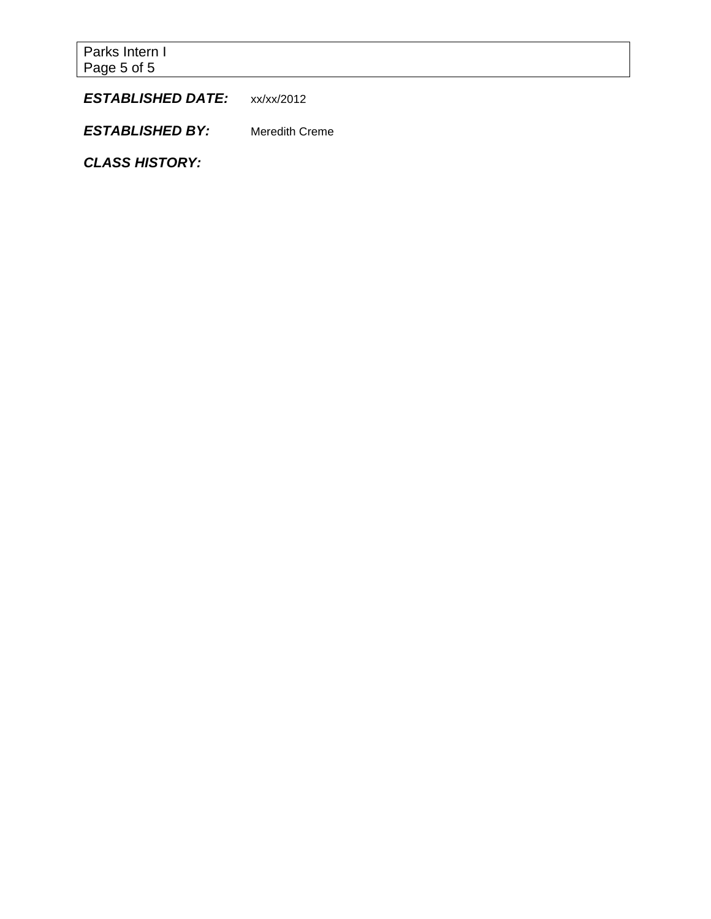***ESTABLISHED DATE:*** xx/xx/2012

***ESTABLISHED BY:*** Meredith Creme

***CLASS HISTORY:***